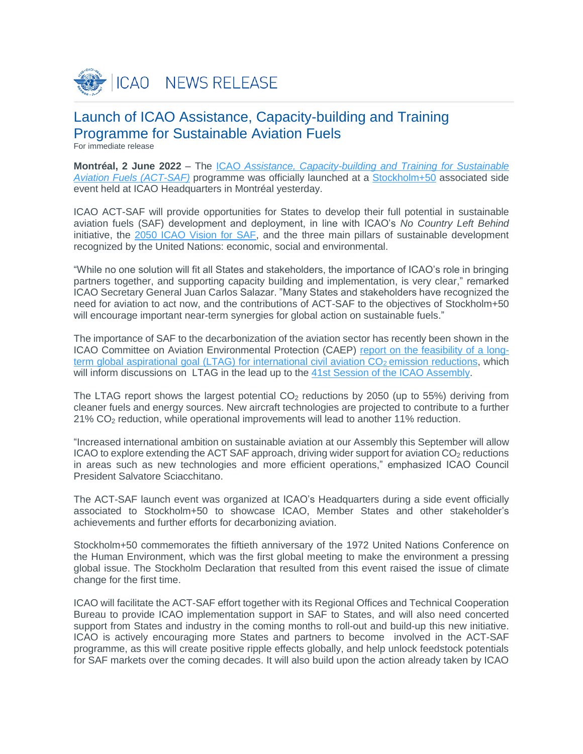ICAO NEWS RELEASE

# Launch of ICAO Assistance, Capacity-building and Training Programme for Sustainable Aviation Fuels

For immediate release

**Montréal, 2 June 2022** – The ICAO *Assistance, Capacity-building and Training for Sustainable Aviation Fuels (ACT-SAF)* programme was officially launched at a Stockholm+50 associated side event held at ICAO Headquarters in Montréal yesterday.

ICAO ACT-SAF will provide opportunities for States to develop their full potential in sustainable aviation fuels (SAF) development and deployment, in line with ICAO's *No Country Left Behind* initiative, the 2050 ICAO Vision for SAF, and the three main pillars of sustainable development recognized by the United Nations: economic, social and environmental.

"While no one solution will fit all States and stakeholders, the importance of ICAO's role in bringing partners together, and supporting capacity building and implementation, is very clear," remarked ICAO Secretary General Juan Carlos Salazar. "Many States and stakeholders have recognized the need for aviation to act now, and the contributions of ACT-SAF to the objectives of Stockholm+50 will encourage important near-term synergies for global action on sustainable fuels."

The importance of SAF to the decarbonization of the aviation sector has recently been shown in the ICAO Committee on Aviation Environmental Protection (CAEP) report on the feasibility of a long-term global aspirational goal (LTAG) for international civil aviation $CO_2$ emission reductions, which will inform discussions on LTAG in the lead up to the 41st Session of the ICAO Assembly.

The LTAG report shows the largest potential $CO_2$ reductions by 2050 (up to 55%) deriving from cleaner fuels and energy sources. New aircraft technologies are projected to contribute to a further 21% $CO_2$ reduction, while operational improvements will lead to another 11% reduction.

"Increased international ambition on sustainable aviation at our Assembly this September will allow ICAO to explore extending the ACT SAF approach, driving wider support for aviation $CO_2$ reductions in areas such as new technologies and more efficient operations," emphasized ICAO Council President Salvatore Sciacchitano.

The ACT-SAF launch event was organized at ICAO's Headquarters during a side event officially associated to Stockholm+50 to showcase ICAO, Member States and other stakeholder's achievements and further efforts for decarbonizing aviation.

Stockholm+50 commemorates the fiftieth anniversary of the 1972 United Nations Conference on the Human Environment, which was the first global meeting to make the environment a pressing global issue. The Stockholm Declaration that resulted from this event raised the issue of climate change for the first time.

ICAO will facilitate the ACT-SAF effort together with its Regional Offices and Technical Cooperation Bureau to provide ICAO implementation support in SAF to States, and will also need concerted support from States and industry in the coming months to roll-out and build-up this new initiative. ICAO is actively encouraging more States and partners to become involved in the ACT-SAF programme, as this will create positive ripple effects globally, and help unlock feedstock potentials for SAF markets over the coming decades. It will also build upon the action already taken by ICAO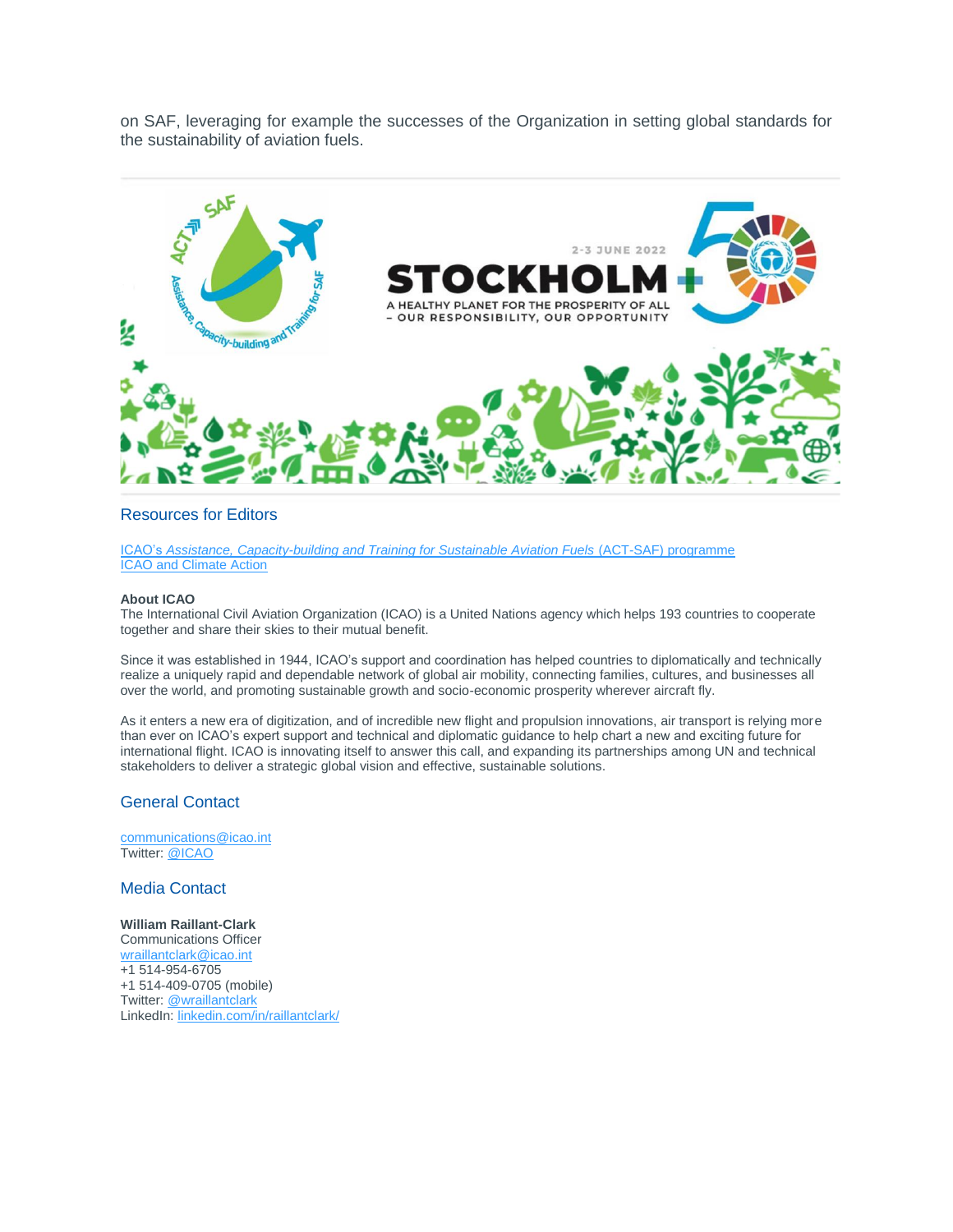on SAF, leveraging for example the successes of the Organization in setting global standards for the sustainability of aviation fuels.

## Resources for Editors

[ICAO's *Assistance, Capacity-building and Training for Sustainable Aviation Fuels* (ACT-SAF) programme]
[ICAO and Climate Action]

**About ICAO**
The International Civil Aviation Organization (ICAO) is a United Nations agency which helps 193 countries to cooperate together and share their skies to their mutual benefit.

Since it was established in 1944, ICAO's support and coordination has helped countries to diplomatically and technically realize a uniquely rapid and dependable network of global air mobility, connecting families, cultures, and businesses all over the world, and promoting sustainable growth and socio-economic prosperity wherever aircraft fly.

As it enters a new era of digitization, and of incredible new flight and propulsion innovations, air transport is relying more than ever on ICAO's expert support and technical and diplomatic guidance to help chart a new and exciting future for international flight. ICAO is innovating itself to answer this call, and expanding its partnerships among UN and technical stakeholders to deliver a strategic global vision and effective, sustainable solutions.

## General Contact

communications@icao.int
Twitter: @ICAO

## Media Contact

**William Raillant-Clark**
Communications Officer
wraillantclark@icao.int
+1 514-954-6705
+1 514-409-0705 (mobile)
Twitter: @wraillantclark
LinkedIn: linkedin.com/in/raillantclark/